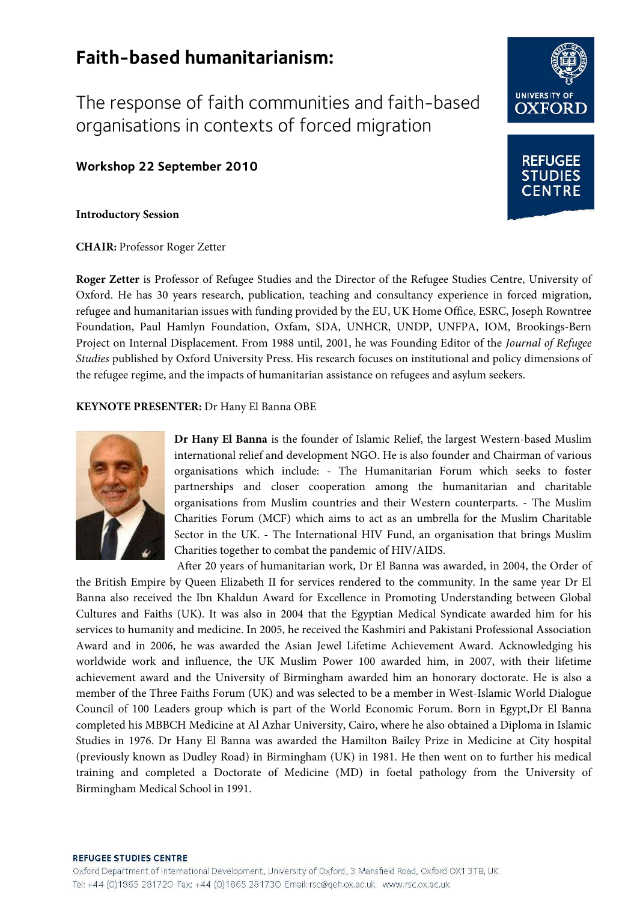# Faith-based humanitarianism:

## The response of faith communities and faith-based organisations in contexts of forced migration

### Workshop 22 September 2010

**Introductory Session**

**CHAIR:** Professor Roger Zetter

**Roger Zetter** is Professor of Refugee Studies and the Director of the Refugee Studies Centre, University of Oxford. He has 30 years research, publication, teaching and consultancy experience in forced migration, refugee and humanitarian issues with funding provided by the EU, UK Home Office, ESRC, Joseph Rowntree Foundation, Paul Hamlyn Foundation, Oxfam, SDA, UNHCR, UNDP, UNFPA, IOM, Brookings-Bern Project on Internal Displacement. From 1988 until, 2001, he was Founding Editor of the *Journal of Refugee Studies* published by Oxford University Press. His research focuses on institutional and policy dimensions of the refugee regime, and the impacts of humanitarian assistance on refugees and asylum seekers.

**KEYNOTE PRESENTER:** Dr Hany El Banna OBE

**Dr Hany El Banna** is the founder of Islamic Relief, the largest Western-based Muslim international relief and development NGO. He is also founder and Chairman of various organisations which include: - The Humanitarian Forum which seeks to foster partnerships and closer cooperation among the humanitarian and charitable organisations from Muslim countries and their Western counterparts. - The Muslim Charities Forum (MCF) which aims to act as an umbrella for the Muslim Charitable Sector in the UK. - The International HIV Fund, an organisation that brings Muslim Charities together to combat the pandemic of HIV/AIDS.

After 20 years of humanitarian work, Dr El Banna was awarded, in 2004, the Order of the British Empire by Queen Elizabeth II for services rendered to the community. In the same year Dr El Banna also received the Ibn Khaldun Award for Excellence in Promoting Understanding between Global Cultures and Faiths (UK). It was also in 2004 that the Egyptian Medical Syndicate awarded him for his services to humanity and medicine. In 2005, he received the Kashmiri and Pakistani Professional Association Award and in 2006, he was awarded the Asian Jewel Lifetime Achievement Award. Acknowledging his worldwide work and influence, the UK Muslim Power 100 awarded him, in 2007, with their lifetime achievement award and the University of Birmingham awarded him an honorary doctorate. He is also a member of the Three Faiths Forum (UK) and was selected to be a member in West-Islamic World Dialogue Council of 100 Leaders group which is part of the World Economic Forum. Born in Egypt,Dr El Banna completed his MBBCH Medicine at Al Azhar University, Cairo, where he also obtained a Diploma in Islamic Studies in 1976. Dr Hany El Banna was awarded the Hamilton Bailey Prize in Medicine at City hospital (previously known as Dudley Road) in Birmingham (UK) in 1981. He then went on to further his medical training and completed a Doctorate of Medicine (MD) in foetal pathology from the University of Birmingham Medical School in 1991.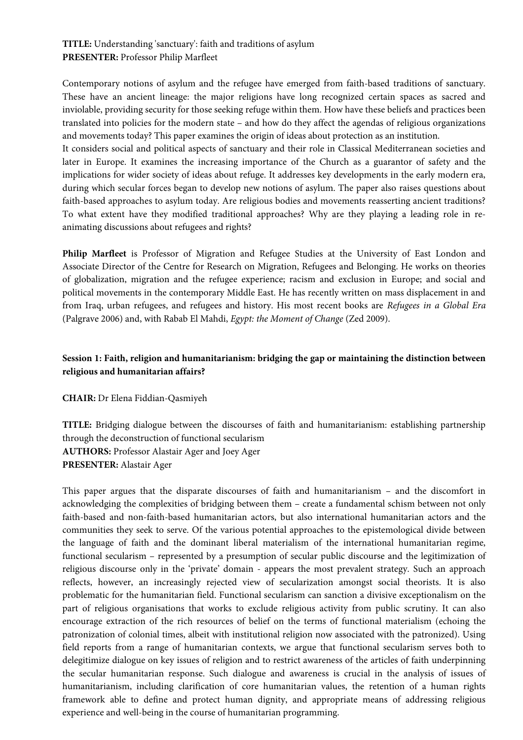**TITLE:** Understanding 'sanctuary': faith and traditions of asylum
**PRESENTER:** Professor Philip Marfleet

Contemporary notions of asylum and the refugee have emerged from faith-based traditions of sanctuary. These have an ancient lineage: the major religions have long recognized certain spaces as sacred and inviolable, providing security for those seeking refuge within them. How have these beliefs and practices been translated into policies for the modern state – and how do they affect the agendas of religious organizations and movements today? This paper examines the origin of ideas about protection as an institution.
It considers social and political aspects of sanctuary and their role in Classical Mediterranean societies and later in Europe. It examines the increasing importance of the Church as a guarantor of safety and the implications for wider society of ideas about refuge. It addresses key developments in the early modern era, during which secular forces began to develop new notions of asylum. The paper also raises questions about faith-based approaches to asylum today. Are religious bodies and movements reasserting ancient traditions? To what extent have they modified traditional approaches? Why are they playing a leading role in re-animating discussions about refugees and rights?

**Philip Marfleet** is Professor of Migration and Refugee Studies at the University of East London and Associate Director of the Centre for Research on Migration, Refugees and Belonging. He works on theories of globalization, migration and the refugee experience; racism and exclusion in Europe; and social and political movements in the contemporary Middle East. He has recently written on mass displacement in and from Iraq, urban refugees, and refugees and history. His most recent books are *Refugees in a Global Era* (Palgrave 2006) and, with Rabab El Mahdi, *Egypt: the Moment of Change* (Zed 2009).

## Session 1: Faith, religion and humanitarianism: bridging the gap or maintaining the distinction between religious and humanitarian affairs?

**CHAIR:** Dr Elena Fiddian-Qasmiyeh

**TITLE:** Bridging dialogue between the discourses of faith and humanitarianism: establishing partnership through the deconstruction of functional secularism
**AUTHORS:** Professor Alastair Ager and Joey Ager
**PRESENTER:** Alastair Ager

This paper argues that the disparate discourses of faith and humanitarianism – and the discomfort in acknowledging the complexities of bridging between them – create a fundamental schism between not only faith-based and non-faith-based humanitarian actors, but also international humanitarian actors and the communities they seek to serve. Of the various potential approaches to the epistemological divide between the language of faith and the dominant liberal materialism of the international humanitarian regime, functional secularism – represented by a presumption of secular public discourse and the legitimization of religious discourse only in the 'private' domain - appears the most prevalent strategy. Such an approach reflects, however, an increasingly rejected view of secularization amongst social theorists. It is also problematic for the humanitarian field. Functional secularism can sanction a divisive exceptionalism on the part of religious organisations that works to exclude religious activity from public scrutiny. It can also encourage extraction of the rich resources of belief on the terms of functional materialism (echoing the patronization of colonial times, albeit with institutional religion now associated with the patronized). Using field reports from a range of humanitarian contexts, we argue that functional secularism serves both to delegitimize dialogue on key issues of religion and to restrict awareness of the articles of faith underpinning the secular humanitarian response. Such dialogue and awareness is crucial in the analysis of issues of humanitarianism, including clarification of core humanitarian values, the retention of a human rights framework able to define and protect human dignity, and appropriate means of addressing religious experience and well-being in the course of humanitarian programming.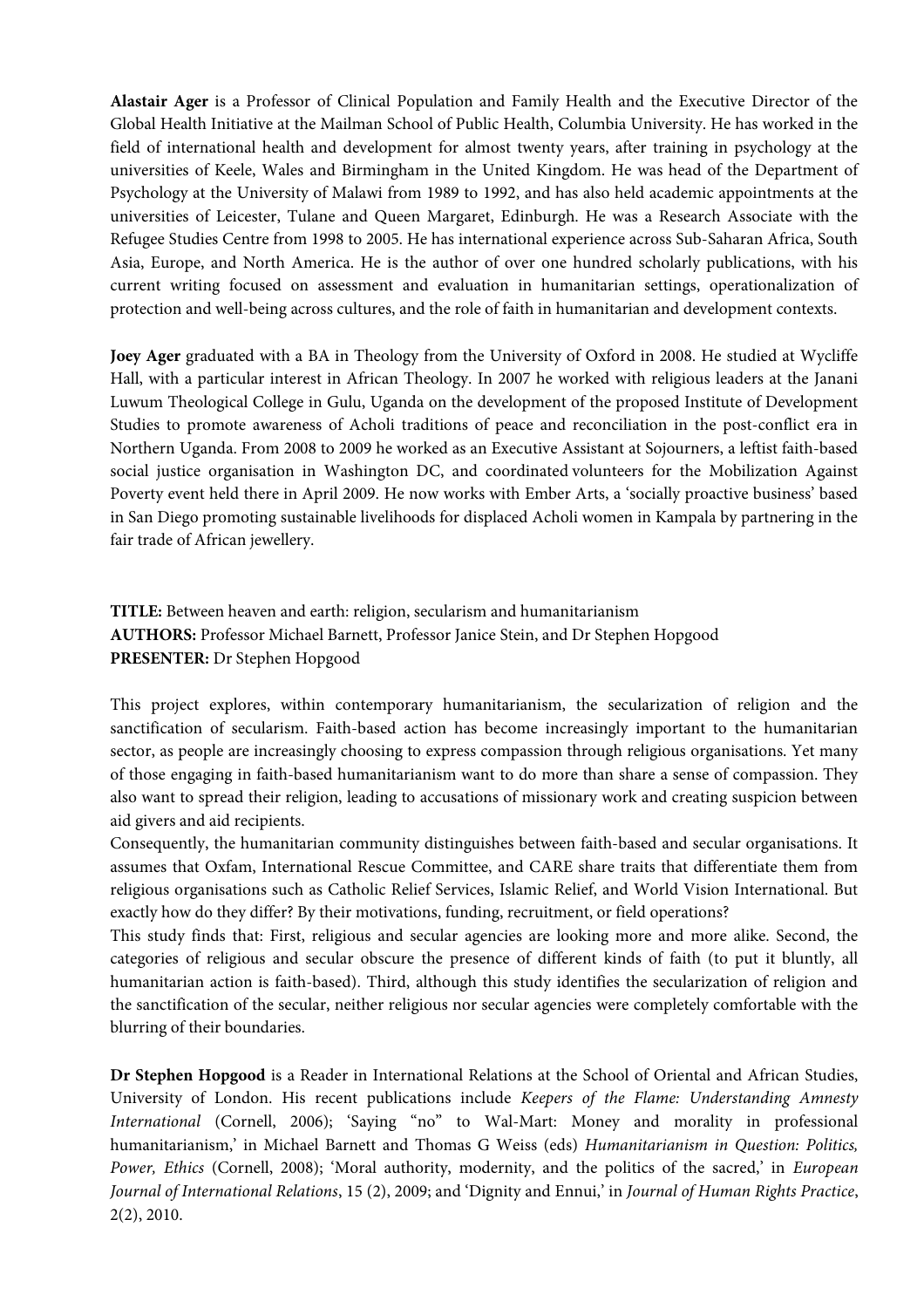**Alastair Ager** is a Professor of Clinical Population and Family Health and the Executive Director of the Global Health Initiative at the Mailman School of Public Health, Columbia University. He has worked in the field of international health and development for almost twenty years, after training in psychology at the universities of Keele, Wales and Birmingham in the United Kingdom. He was head of the Department of Psychology at the University of Malawi from 1989 to 1992, and has also held academic appointments at the universities of Leicester, Tulane and Queen Margaret, Edinburgh. He was a Research Associate with the Refugee Studies Centre from 1998 to 2005. He has international experience across Sub-Saharan Africa, South Asia, Europe, and North America. He is the author of over one hundred scholarly publications, with his current writing focused on assessment and evaluation in humanitarian settings, operationalization of protection and well-being across cultures, and the role of faith in humanitarian and development contexts.

**Joey Ager** graduated with a BA in Theology from the University of Oxford in 2008. He studied at Wycliffe Hall, with a particular interest in African Theology. In 2007 he worked with religious leaders at the Janani Luwum Theological College in Gulu, Uganda on the development of the proposed Institute of Development Studies to promote awareness of Acholi traditions of peace and reconciliation in the post-conflict era in Northern Uganda. From 2008 to 2009 he worked as an Executive Assistant at Sojourners, a leftist faith-based social justice organisation in Washington DC, and coordinated volunteers for the Mobilization Against Poverty event held there in April 2009. He now works with Ember Arts, a 'socially proactive business' based in San Diego promoting sustainable livelihoods for displaced Acholi women in Kampala by partnering in the fair trade of African jewellery.

**TITLE:** Between heaven and earth: religion, secularism and humanitarianism
**AUTHORS:** Professor Michael Barnett, Professor Janice Stein, and Dr Stephen Hopgood
**PRESENTER:** Dr Stephen Hopgood

This project explores, within contemporary humanitarianism, the secularization of religion and the sanctification of secularism. Faith-based action has become increasingly important to the humanitarian sector, as people are increasingly choosing to express compassion through religious organisations. Yet many of those engaging in faith-based humanitarianism want to do more than share a sense of compassion. They also want to spread their religion, leading to accusations of missionary work and creating suspicion between aid givers and aid recipients.

Consequently, the humanitarian community distinguishes between faith-based and secular organisations. It assumes that Oxfam, International Rescue Committee, and CARE share traits that differentiate them from religious organisations such as Catholic Relief Services, Islamic Relief, and World Vision International. But exactly how do they differ? By their motivations, funding, recruitment, or field operations?

This study finds that: First, religious and secular agencies are looking more and more alike. Second, the categories of religious and secular obscure the presence of different kinds of faith (to put it bluntly, all humanitarian action is faith-based). Third, although this study identifies the secularization of religion and the sanctification of the secular, neither religious nor secular agencies were completely comfortable with the blurring of their boundaries.

**Dr Stephen Hopgood** is a Reader in International Relations at the School of Oriental and African Studies, University of London. His recent publications include *Keepers of the Flame: Understanding Amnesty International* (Cornell, 2006); 'Saying "no" to Wal-Mart: Money and morality in professional humanitarianism,' in Michael Barnett and Thomas G Weiss (eds) *Humanitarianism in Question: Politics, Power, Ethics* (Cornell, 2008); 'Moral authority, modernity, and the politics of the sacred,' in *European Journal of International Relations*, 15 (2), 2009; and 'Dignity and Ennui,' in *Journal of Human Rights Practice*, 2(2), 2010.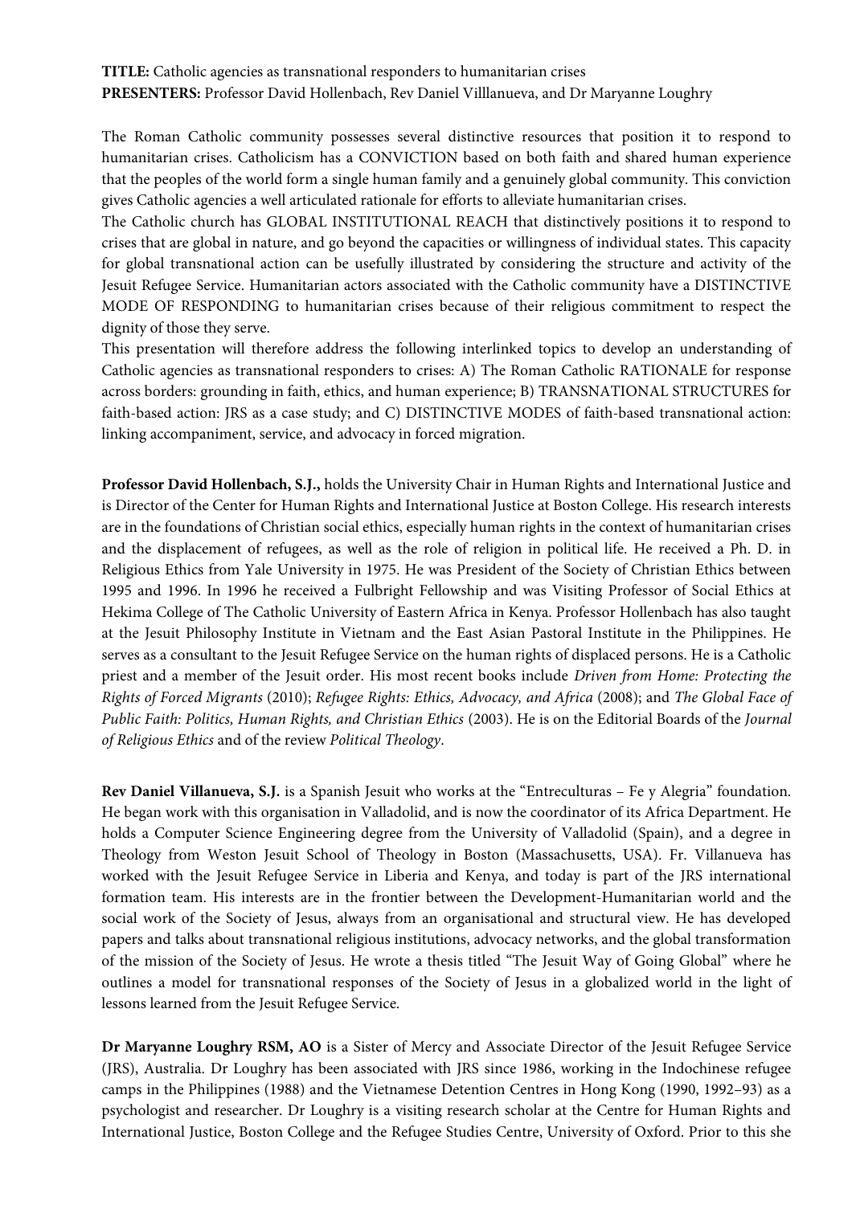**TITLE:** Catholic agencies as transnational responders to humanitarian crises
**PRESENTERS:** Professor David Hollenbach, Rev Daniel Villlanueva, and Dr Maryanne Loughry

The Roman Catholic community possesses several distinctive resources that position it to respond to humanitarian crises. Catholicism has a CONVICTION based on both faith and shared human experience that the peoples of the world form a single human family and a genuinely global community. This conviction gives Catholic agencies a well articulated rationale for efforts to alleviate humanitarian crises.
The Catholic church has GLOBAL INSTITUTIONAL REACH that distinctively positions it to respond to crises that are global in nature, and go beyond the capacities or willingness of individual states. This capacity for global transnational action can be usefully illustrated by considering the structure and activity of the Jesuit Refugee Service. Humanitarian actors associated with the Catholic community have a DISTINCTIVE MODE OF RESPONDING to humanitarian crises because of their religious commitment to respect the dignity of those they serve.
This presentation will therefore address the following interlinked topics to develop an understanding of Catholic agencies as transnational responders to crises: A) The Roman Catholic RATIONALE for response across borders: grounding in faith, ethics, and human experience; B) TRANSNATIONAL STRUCTURES for faith-based action: JRS as a case study; and C) DISTINCTIVE MODES of faith-based transnational action: linking accompaniment, service, and advocacy in forced migration.

**Professor David Hollenbach, S.J.,** holds the University Chair in Human Rights and International Justice and is Director of the Center for Human Rights and International Justice at Boston College. His research interests are in the foundations of Christian social ethics, especially human rights in the context of humanitarian crises and the displacement of refugees, as well as the role of religion in political life. He received a Ph. D. in Religious Ethics from Yale University in 1975. He was President of the Society of Christian Ethics between 1995 and 1996. In 1996 he received a Fulbright Fellowship and was Visiting Professor of Social Ethics at Hekima College of The Catholic University of Eastern Africa in Kenya. Professor Hollenbach has also taught at the Jesuit Philosophy Institute in Vietnam and the East Asian Pastoral Institute in the Philippines. He serves as a consultant to the Jesuit Refugee Service on the human rights of displaced persons. He is a Catholic priest and a member of the Jesuit order. His most recent books include *Driven from Home: Protecting the Rights of Forced Migrants* (2010); *Refugee Rights: Ethics, Advocacy, and Africa* (2008); and *The Global Face of Public Faith: Politics, Human Rights, and Christian Ethics* (2003). He is on the Editorial Boards of the *Journal of Religious Ethics* and of the review *Political Theology*.

**Rev Daniel Villanueva, S.J.** is a Spanish Jesuit who works at the "Entreculturas – Fe y Alegria" foundation. He began work with this organisation in Valladolid, and is now the coordinator of its Africa Department. He holds a Computer Science Engineering degree from the University of Valladolid (Spain), and a degree in Theology from Weston Jesuit School of Theology in Boston (Massachusetts, USA). Fr. Villanueva has worked with the Jesuit Refugee Service in Liberia and Kenya, and today is part of the JRS international formation team. His interests are in the frontier between the Development-Humanitarian world and the social work of the Society of Jesus, always from an organisational and structural view. He has developed papers and talks about transnational religious institutions, advocacy networks, and the global transformation of the mission of the Society of Jesus. He wrote a thesis titled "The Jesuit Way of Going Global" where he outlines a model for transnational responses of the Society of Jesus in a globalized world in the light of lessons learned from the Jesuit Refugee Service.

**Dr Maryanne Loughry RSM, AO** is a Sister of Mercy and Associate Director of the Jesuit Refugee Service (JRS), Australia. Dr Loughry has been associated with JRS since 1986, working in the Indochinese refugee camps in the Philippines (1988) and the Vietnamese Detention Centres in Hong Kong (1990, 1992–93) as a psychologist and researcher. Dr Loughry is a visiting research scholar at the Centre for Human Rights and International Justice, Boston College and the Refugee Studies Centre, University of Oxford. Prior to this she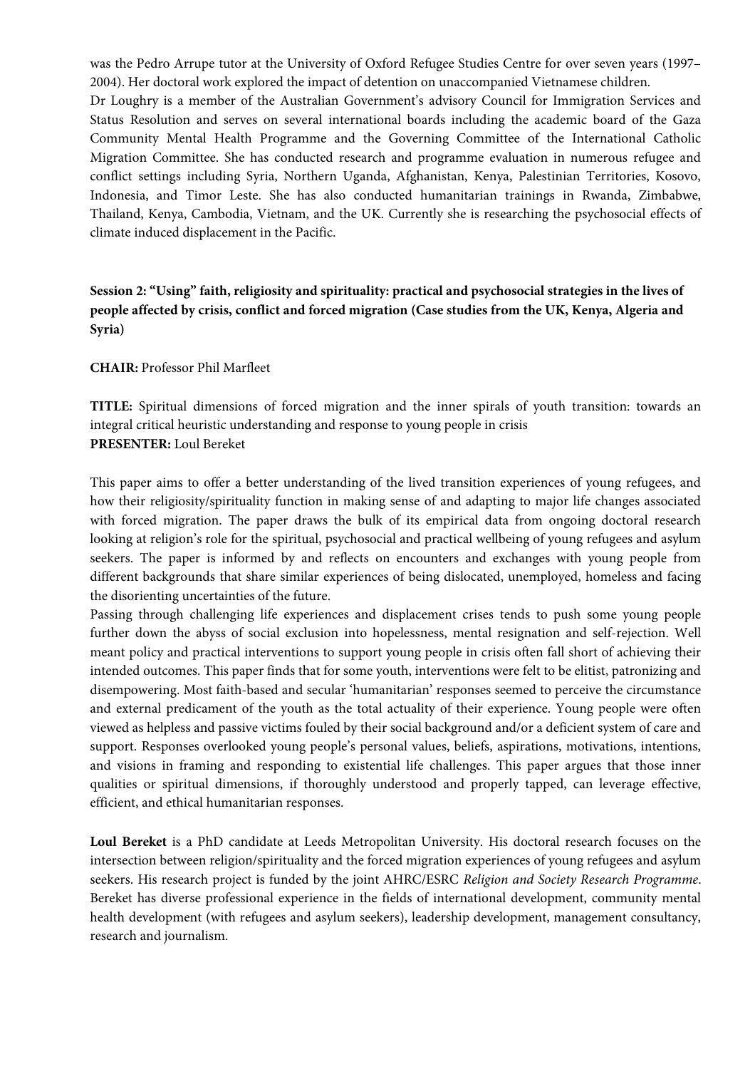was the Pedro Arrupe tutor at the University of Oxford Refugee Studies Centre for over seven years (1997–2004). Her doctoral work explored the impact of detention on unaccompanied Vietnamese children.

Dr Loughry is a member of the Australian Government's advisory Council for Immigration Services and Status Resolution and serves on several international boards including the academic board of the Gaza Community Mental Health Programme and the Governing Committee of the International Catholic Migration Committee. She has conducted research and programme evaluation in numerous refugee and conflict settings including Syria, Northern Uganda, Afghanistan, Kenya, Palestinian Territories, Kosovo, Indonesia, and Timor Leste. She has also conducted humanitarian trainings in Rwanda, Zimbabwe, Thailand, Kenya, Cambodia, Vietnam, and the UK. Currently she is researching the psychosocial effects of climate induced displacement in the Pacific.

**Session 2: "Using" faith, religiosity and spirituality: practical and psychosocial strategies in the lives of people affected by crisis, conflict and forced migration (Case studies from the UK, Kenya, Algeria and Syria)**

**CHAIR:** Professor Phil Marfleet

**TITLE:** Spiritual dimensions of forced migration and the inner spirals of youth transition: towards an integral critical heuristic understanding and response to young people in crisis
**PRESENTER:** Loul Bereket

This paper aims to offer a better understanding of the lived transition experiences of young refugees, and how their religiosity/spirituality function in making sense of and adapting to major life changes associated with forced migration. The paper draws the bulk of its empirical data from ongoing doctoral research looking at religion's role for the spiritual, psychosocial and practical wellbeing of young refugees and asylum seekers. The paper is informed by and reflects on encounters and exchanges with young people from different backgrounds that share similar experiences of being dislocated, unemployed, homeless and facing the disorienting uncertainties of the future.

Passing through challenging life experiences and displacement crises tends to push some young people further down the abyss of social exclusion into hopelessness, mental resignation and self-rejection. Well meant policy and practical interventions to support young people in crisis often fall short of achieving their intended outcomes. This paper finds that for some youth, interventions were felt to be elitist, patronizing and disempowering. Most faith-based and secular 'humanitarian' responses seemed to perceive the circumstance and external predicament of the youth as the total actuality of their experience. Young people were often viewed as helpless and passive victims fouled by their social background and/or a deficient system of care and support. Responses overlooked young people's personal values, beliefs, aspirations, motivations, intentions, and visions in framing and responding to existential life challenges. This paper argues that those inner qualities or spiritual dimensions, if thoroughly understood and properly tapped, can leverage effective, efficient, and ethical humanitarian responses.

**Loul Bereket** is a PhD candidate at Leeds Metropolitan University. His doctoral research focuses on the intersection between religion/spirituality and the forced migration experiences of young refugees and asylum seekers. His research project is funded by the joint AHRC/ESRC *Religion and Society Research Programme*. Bereket has diverse professional experience in the fields of international development, community mental health development (with refugees and asylum seekers), leadership development, management consultancy, research and journalism.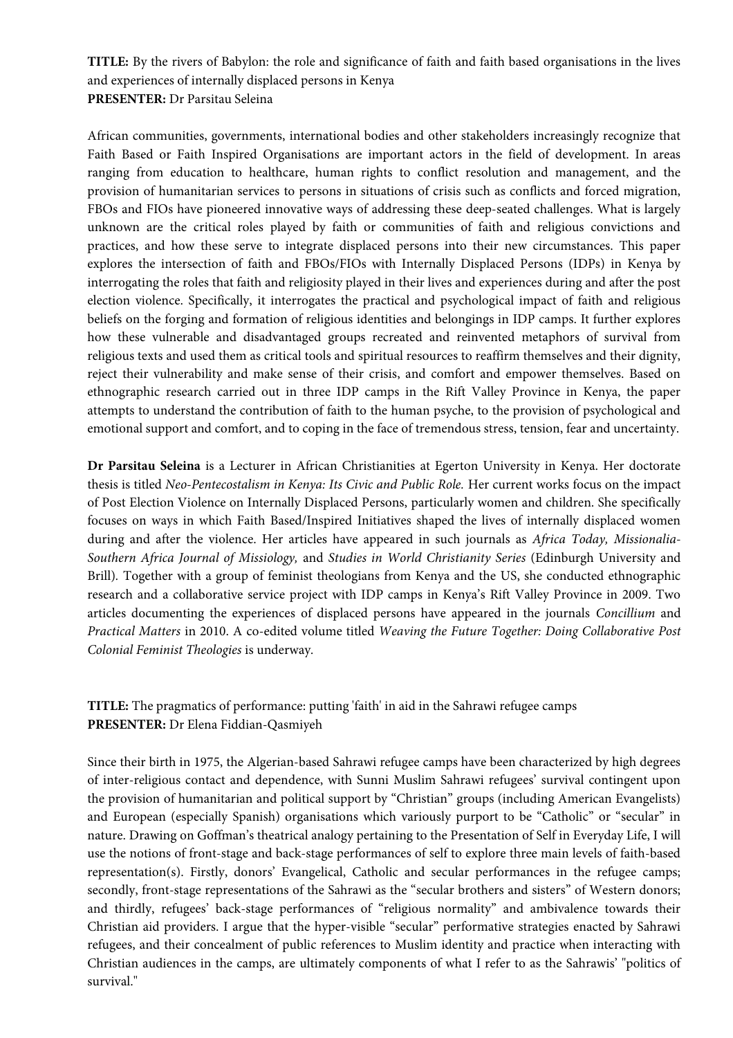**TITLE:** By the rivers of Babylon: the role and significance of faith and faith based organisations in the lives and experiences of internally displaced persons in Kenya
**PRESENTER:** Dr Parsitau Seleina

African communities, governments, international bodies and other stakeholders increasingly recognize that Faith Based or Faith Inspired Organisations are important actors in the field of development. In areas ranging from education to healthcare, human rights to conflict resolution and management, and the provision of humanitarian services to persons in situations of crisis such as conflicts and forced migration, FBOs and FIOs have pioneered innovative ways of addressing these deep-seated challenges. What is largely unknown are the critical roles played by faith or communities of faith and religious convictions and practices, and how these serve to integrate displaced persons into their new circumstances. This paper explores the intersection of faith and FBOs/FIOs with Internally Displaced Persons (IDPs) in Kenya by interrogating the roles that faith and religiosity played in their lives and experiences during and after the post election violence. Specifically, it interrogates the practical and psychological impact of faith and religious beliefs on the forging and formation of religious identities and belongings in IDP camps. It further explores how these vulnerable and disadvantaged groups recreated and reinvented metaphors of survival from religious texts and used them as critical tools and spiritual resources to reaffirm themselves and their dignity, reject their vulnerability and make sense of their crisis, and comfort and empower themselves. Based on ethnographic research carried out in three IDP camps in the Rift Valley Province in Kenya, the paper attempts to understand the contribution of faith to the human psyche, to the provision of psychological and emotional support and comfort, and to coping in the face of tremendous stress, tension, fear and uncertainty.

**Dr Parsitau Seleina** is a Lecturer in African Christianities at Egerton University in Kenya. Her doctorate thesis is titled *Neo-Pentecostalism in Kenya: Its Civic and Public Role.* Her current works focus on the impact of Post Election Violence on Internally Displaced Persons, particularly women and children. She specifically focuses on ways in which Faith Based/Inspired Initiatives shaped the lives of internally displaced women during and after the violence. Her articles have appeared in such journals as *Africa Today, Missionalia-Southern Africa Journal of Missiology,* and *Studies in World Christianity Series* (Edinburgh University and Brill). Together with a group of feminist theologians from Kenya and the US, she conducted ethnographic research and a collaborative service project with IDP camps in Kenya's Rift Valley Province in 2009. Two articles documenting the experiences of displaced persons have appeared in the journals *Concillium* and *Practical Matters* in 2010. A co-edited volume titled *Weaving the Future Together: Doing Collaborative Post Colonial Feminist Theologies* is underway.

**TITLE:** The pragmatics of performance: putting 'faith' in aid in the Sahrawi refugee camps
**PRESENTER:** Dr Elena Fiddian-Qasmiyeh

Since their birth in 1975, the Algerian-based Sahrawi refugee camps have been characterized by high degrees of inter-religious contact and dependence, with Sunni Muslim Sahrawi refugees' survival contingent upon the provision of humanitarian and political support by "Christian" groups (including American Evangelists) and European (especially Spanish) organisations which variously purport to be "Catholic" or "secular" in nature. Drawing on Goffman's theatrical analogy pertaining to the Presentation of Self in Everyday Life, I will use the notions of front-stage and back-stage performances of self to explore three main levels of faith-based representation(s). Firstly, donors' Evangelical, Catholic and secular performances in the refugee camps; secondly, front-stage representations of the Sahrawi as the "secular brothers and sisters" of Western donors; and thirdly, refugees' back-stage performances of "religious normality" and ambivalence towards their Christian aid providers. I argue that the hyper-visible "secular" performative strategies enacted by Sahrawi refugees, and their concealment of public references to Muslim identity and practice when interacting with Christian audiences in the camps, are ultimately components of what I refer to as the Sahrawis' "politics of survival."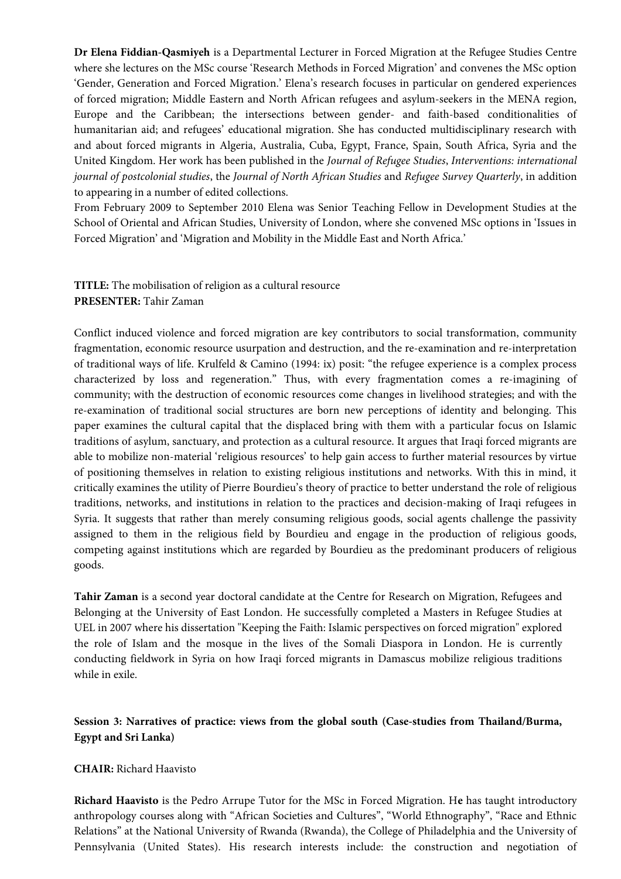**Dr Elena Fiddian-Qasmiyeh** is a Departmental Lecturer in Forced Migration at the Refugee Studies Centre where she lectures on the MSc course 'Research Methods in Forced Migration' and convenes the MSc option 'Gender, Generation and Forced Migration.' Elena's research focuses in particular on gendered experiences of forced migration; Middle Eastern and North African refugees and asylum-seekers in the MENA region, Europe and the Caribbean; the intersections between gender- and faith-based conditionalities of humanitarian aid; and refugees' educational migration. She has conducted multidisciplinary research with and about forced migrants in Algeria, Australia, Cuba, Egypt, France, Spain, South Africa, Syria and the United Kingdom. Her work has been published in the *Journal of Refugee Studies*, *Interventions: international journal of postcolonial studies*, the *Journal of North African Studies* and *Refugee Survey Quarterly*, in addition to appearing in a number of edited collections.
From February 2009 to September 2010 Elena was Senior Teaching Fellow in Development Studies at the School of Oriental and African Studies, University of London, where she convened MSc options in 'Issues in Forced Migration' and 'Migration and Mobility in the Middle East and North Africa.'

**TITLE:** The mobilisation of religion as a cultural resource
**PRESENTER:** Tahir Zaman

Conflict induced violence and forced migration are key contributors to social transformation, community fragmentation, economic resource usurpation and destruction, and the re-examination and re-interpretation of traditional ways of life. Krulfeld & Camino (1994: ix) posit: "the refugee experience is a complex process characterized by loss and regeneration." Thus, with every fragmentation comes a re-imagining of community; with the destruction of economic resources come changes in livelihood strategies; and with the re-examination of traditional social structures are born new perceptions of identity and belonging. This paper examines the cultural capital that the displaced bring with them with a particular focus on Islamic traditions of asylum, sanctuary, and protection as a cultural resource. It argues that Iraqi forced migrants are able to mobilize non-material 'religious resources' to help gain access to further material resources by virtue of positioning themselves in relation to existing religious institutions and networks. With this in mind, it critically examines the utility of Pierre Bourdieu's theory of practice to better understand the role of religious traditions, networks, and institutions in relation to the practices and decision-making of Iraqi refugees in Syria. It suggests that rather than merely consuming religious goods, social agents challenge the passivity assigned to them in the religious field by Bourdieu and engage in the production of religious goods, competing against institutions which are regarded by Bourdieu as the predominant producers of religious goods.

**Tahir Zaman** is a second year doctoral candidate at the Centre for Research on Migration, Refugees and Belonging at the University of East London. He successfully completed a Masters in Refugee Studies at UEL in 2007 where his dissertation "Keeping the Faith: Islamic perspectives on forced migration" explored the role of Islam and the mosque in the lives of the Somali Diaspora in London. He is currently conducting fieldwork in Syria on how Iraqi forced migrants in Damascus mobilize religious traditions while in exile.

**Session 3: Narratives of practice: views from the global south (Case-studies from Thailand/Burma, Egypt and Sri Lanka)**

**CHAIR:** Richard Haavisto

**Richard Haavisto** is the Pedro Arrupe Tutor for the MSc in Forced Migration. He has taught introductory anthropology courses along with "African Societies and Cultures", "World Ethnography", "Race and Ethnic Relations" at the National University of Rwanda (Rwanda), the College of Philadelphia and the University of Pennsylvania (United States). His research interests include: the construction and negotiation of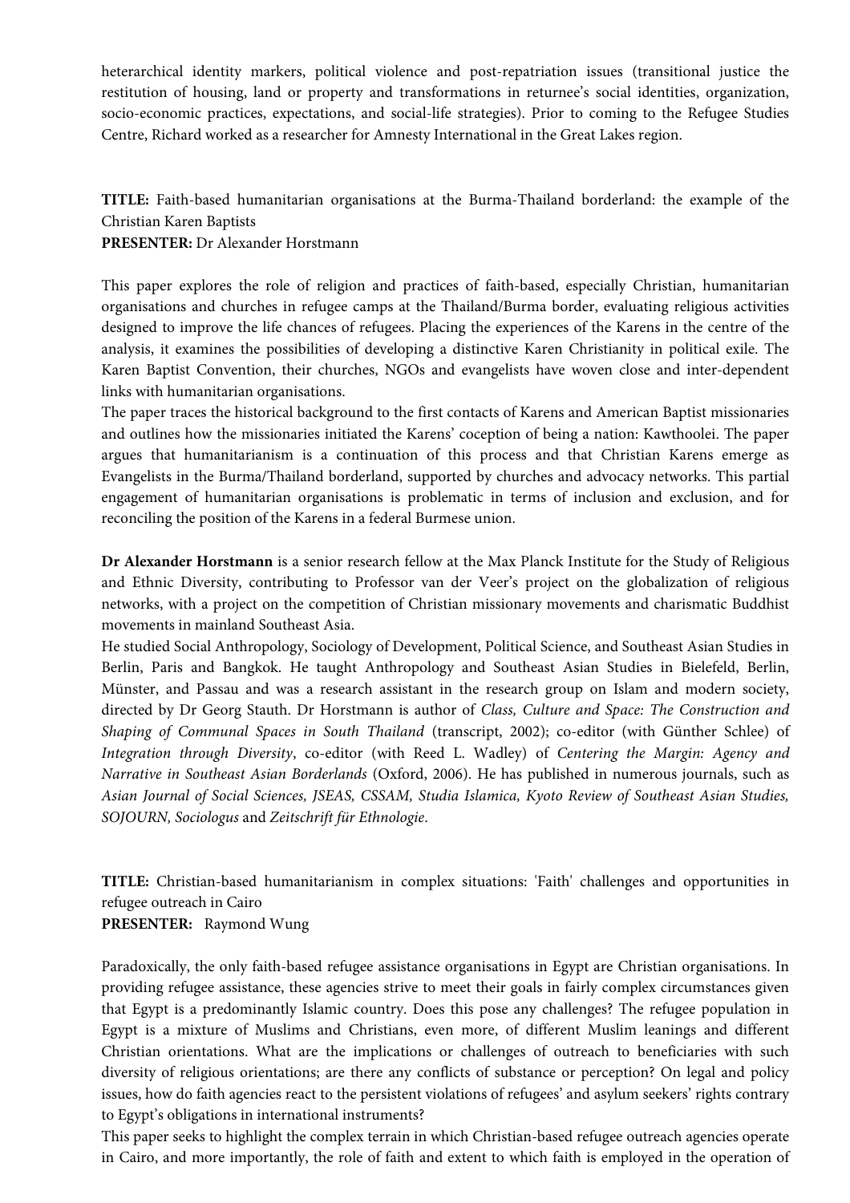heterarchical identity markers, political violence and post-repatriation issues (transitional justice the restitution of housing, land or property and transformations in returnee's social identities, organization, socio-economic practices, expectations, and social-life strategies). Prior to coming to the Refugee Studies Centre, Richard worked as a researcher for Amnesty International in the Great Lakes region.

**TITLE:** Faith-based humanitarian organisations at the Burma-Thailand borderland: the example of the Christian Karen Baptists
**PRESENTER:** Dr Alexander Horstmann

This paper explores the role of religion and practices of faith-based, especially Christian, humanitarian organisations and churches in refugee camps at the Thailand/Burma border, evaluating religious activities designed to improve the life chances of refugees. Placing the experiences of the Karens in the centre of the analysis, it examines the possibilities of developing a distinctive Karen Christianity in political exile. The Karen Baptist Convention, their churches, NGOs and evangelists have woven close and inter-dependent links with humanitarian organisations.
The paper traces the historical background to the first contacts of Karens and American Baptist missionaries and outlines how the missionaries initiated the Karens' coception of being a nation: Kawthoolei. The paper argues that humanitarianism is a continuation of this process and that Christian Karens emerge as Evangelists in the Burma/Thailand borderland, supported by churches and advocacy networks. This partial engagement of humanitarian organisations is problematic in terms of inclusion and exclusion, and for reconciling the position of the Karens in a federal Burmese union.

**Dr Alexander Horstmann** is a senior research fellow at the Max Planck Institute for the Study of Religious and Ethnic Diversity, contributing to Professor van der Veer's project on the globalization of religious networks, with a project on the competition of Christian missionary movements and charismatic Buddhist movements in mainland Southeast Asia.
He studied Social Anthropology, Sociology of Development, Political Science, and Southeast Asian Studies in Berlin, Paris and Bangkok. He taught Anthropology and Southeast Asian Studies in Bielefeld, Berlin, Münster, and Passau and was a research assistant in the research group on Islam and modern society, directed by Dr Georg Stauth. Dr Horstmann is author of *Class, Culture and Space: The Construction and Shaping of Communal Spaces in South Thailand* (transcript, 2002); co-editor (with Günther Schlee) of *Integration through Diversity*, co-editor (with Reed L. Wadley) of *Centering the Margin: Agency and Narrative in Southeast Asian Borderlands* (Oxford, 2006). He has published in numerous journals, such as *Asian Journal of Social Sciences, JSEAS, CSSAM, Studia Islamica, Kyoto Review of Southeast Asian Studies, SOJOURN, Sociologus* and *Zeitschrift für Ethnologie*.

**TITLE:** Christian-based humanitarianism in complex situations: 'Faith' challenges and opportunities in refugee outreach in Cairo
**PRESENTER:** Raymond Wung

Paradoxically, the only faith-based refugee assistance organisations in Egypt are Christian organisations. In providing refugee assistance, these agencies strive to meet their goals in fairly complex circumstances given that Egypt is a predominantly Islamic country. Does this pose any challenges? The refugee population in Egypt is a mixture of Muslims and Christians, even more, of different Muslim leanings and different Christian orientations. What are the implications or challenges of outreach to beneficiaries with such diversity of religious orientations; are there any conflicts of substance or perception? On legal and policy issues, how do faith agencies react to the persistent violations of refugees' and asylum seekers' rights contrary to Egypt's obligations in international instruments?
This paper seeks to highlight the complex terrain in which Christian-based refugee outreach agencies operate in Cairo, and more importantly, the role of faith and extent to which faith is employed in the operation of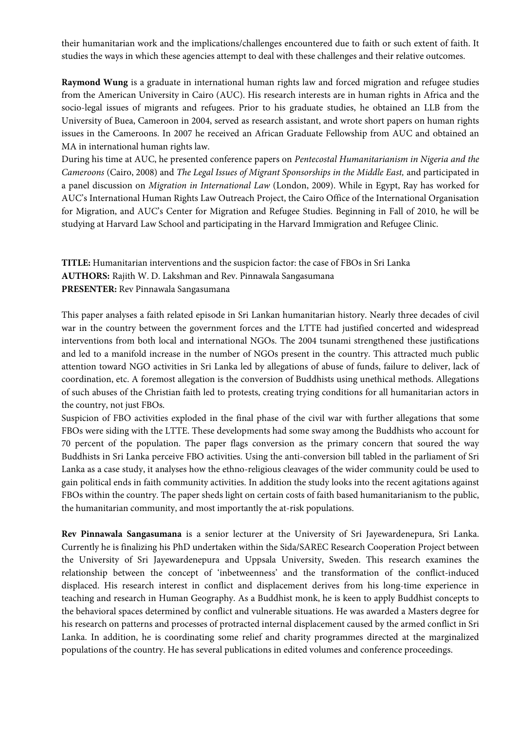their humanitarian work and the implications/challenges encountered due to faith or such extent of faith. It studies the ways in which these agencies attempt to deal with these challenges and their relative outcomes.

**Raymond Wung** is a graduate in international human rights law and forced migration and refugee studies from the American University in Cairo (AUC). His research interests are in human rights in Africa and the socio-legal issues of migrants and refugees. Prior to his graduate studies, he obtained an LLB from the University of Buea, Cameroon in 2004, served as research assistant, and wrote short papers on human rights issues in the Cameroons. In 2007 he received an African Graduate Fellowship from AUC and obtained an MA in international human rights law.

During his time at AUC, he presented conference papers on *Pentecostal Humanitarianism in Nigeria and the Cameroons* (Cairo, 2008) and *The Legal Issues of Migrant Sponsorships in the Middle East,* and participated in a panel discussion on *Migration in International Law* (London, 2009). While in Egypt, Ray has worked for AUC's International Human Rights Law Outreach Project, the Cairo Office of the International Organisation for Migration, and AUC's Center for Migration and Refugee Studies. Beginning in Fall of 2010, he will be studying at Harvard Law School and participating in the Harvard Immigration and Refugee Clinic.

**TITLE:** Humanitarian interventions and the suspicion factor: the case of FBOs in Sri Lanka
**AUTHORS:** Rajith W. D. Lakshman and Rev. Pinnawala Sangasumana
**PRESENTER:** Rev Pinnawala Sangasumana

This paper analyses a faith related episode in Sri Lankan humanitarian history. Nearly three decades of civil war in the country between the government forces and the LTTE had justified concerted and widespread interventions from both local and international NGOs. The 2004 tsunami strengthened these justifications and led to a manifold increase in the number of NGOs present in the country. This attracted much public attention toward NGO activities in Sri Lanka led by allegations of abuse of funds, failure to deliver, lack of coordination, etc. A foremost allegation is the conversion of Buddhists using unethical methods. Allegations of such abuses of the Christian faith led to protests, creating trying conditions for all humanitarian actors in the country, not just FBOs.

Suspicion of FBO activities exploded in the final phase of the civil war with further allegations that some FBOs were siding with the LTTE. These developments had some sway among the Buddhists who account for 70 percent of the population. The paper flags conversion as the primary concern that soured the way Buddhists in Sri Lanka perceive FBO activities. Using the anti-conversion bill tabled in the parliament of Sri Lanka as a case study, it analyses how the ethno-religious cleavages of the wider community could be used to gain political ends in faith community activities. In addition the study looks into the recent agitations against FBOs within the country. The paper sheds light on certain costs of faith based humanitarianism to the public, the humanitarian community, and most importantly the at-risk populations.

**Rev Pinnawala Sangasumana** is a senior lecturer at the University of Sri Jayewardenepura, Sri Lanka. Currently he is finalizing his PhD undertaken within the Sida/SAREC Research Cooperation Project between the University of Sri Jayewardenepura and Uppsala University, Sweden. This research examines the relationship between the concept of 'inbetweenness' and the transformation of the conflict-induced displaced. His research interest in conflict and displacement derives from his long-time experience in teaching and research in Human Geography. As a Buddhist monk, he is keen to apply Buddhist concepts to the behavioral spaces determined by conflict and vulnerable situations. He was awarded a Masters degree for his research on patterns and processes of protracted internal displacement caused by the armed conflict in Sri Lanka. In addition, he is coordinating some relief and charity programmes directed at the marginalized populations of the country. He has several publications in edited volumes and conference proceedings.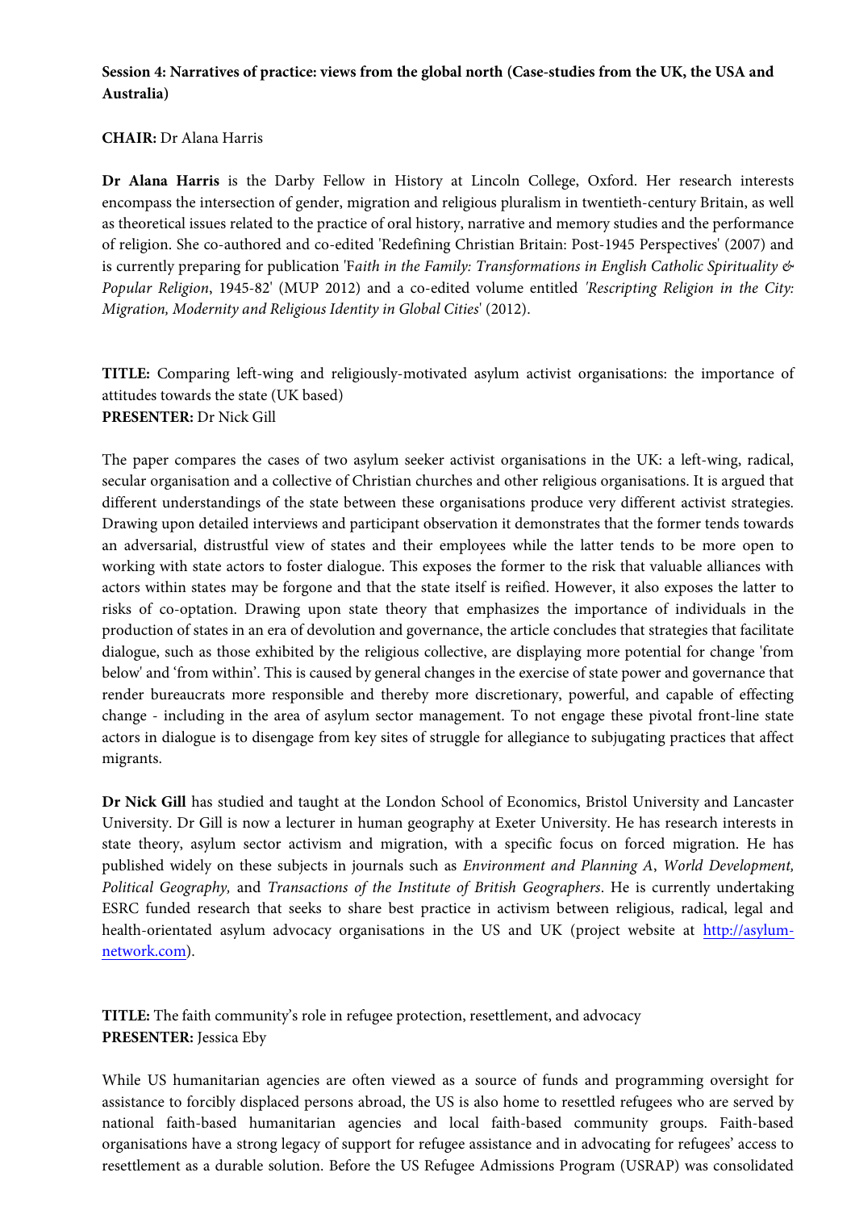**Session 4: Narratives of practice: views from the global north (Case-studies from the UK, the USA and Australia)**

**CHAIR:** Dr Alana Harris

**Dr Alana Harris** is the Darby Fellow in History at Lincoln College, Oxford. Her research interests encompass the intersection of gender, migration and religious pluralism in twentieth-century Britain, as well as theoretical issues related to the practice of oral history, narrative and memory studies and the performance of religion. She co-authored and co-edited 'Redefining Christian Britain: Post-1945 Perspectives' (2007) and is currently preparing for publication 'F*aith in the Family: Transformations in English Catholic Spirituality & Popular Religion*, 1945-82' (MUP 2012) and a co-edited volume entitled *'Rescripting Religion in the City: Migration, Modernity and Religious Identity in Global Cities*' (2012).

**TITLE:** Comparing left-wing and religiously-motivated asylum activist organisations: the importance of attitudes towards the state (UK based)
**PRESENTER:** Dr Nick Gill

The paper compares the cases of two asylum seeker activist organisations in the UK: a left-wing, radical, secular organisation and a collective of Christian churches and other religious organisations. It is argued that different understandings of the state between these organisations produce very different activist strategies. Drawing upon detailed interviews and participant observation it demonstrates that the former tends towards an adversarial, distrustful view of states and their employees while the latter tends to be more open to working with state actors to foster dialogue. This exposes the former to the risk that valuable alliances with actors within states may be forgone and that the state itself is reified. However, it also exposes the latter to risks of co-optation. Drawing upon state theory that emphasizes the importance of individuals in the production of states in an era of devolution and governance, the article concludes that strategies that facilitate dialogue, such as those exhibited by the religious collective, are displaying more potential for change 'from below' and 'from within'. This is caused by general changes in the exercise of state power and governance that render bureaucrats more responsible and thereby more discretionary, powerful, and capable of effecting change - including in the area of asylum sector management. To not engage these pivotal front-line state actors in dialogue is to disengage from key sites of struggle for allegiance to subjugating practices that affect migrants.

**Dr Nick Gill** has studied and taught at the London School of Economics, Bristol University and Lancaster University. Dr Gill is now a lecturer in human geography at Exeter University. He has research interests in state theory, asylum sector activism and migration, with a specific focus on forced migration. He has published widely on these subjects in journals such as *Environment and Planning A*, *World Development, Political Geography,* and *Transactions of the Institute of British Geographers*. He is currently undertaking ESRC funded research that seeks to share best practice in activism between religious, radical, legal and health-orientated asylum advocacy organisations in the US and UK (project website at [http://asylum-network.com](http://asylum-network.com)).

**TITLE:** The faith community's role in refugee protection, resettlement, and advocacy
**PRESENTER:** Jessica Eby

While US humanitarian agencies are often viewed as a source of funds and programming oversight for assistance to forcibly displaced persons abroad, the US is also home to resettled refugees who are served by national faith-based humanitarian agencies and local faith-based community groups. Faith-based organisations have a strong legacy of support for refugee assistance and in advocating for refugees' access to resettlement as a durable solution. Before the US Refugee Admissions Program (USRAP) was consolidated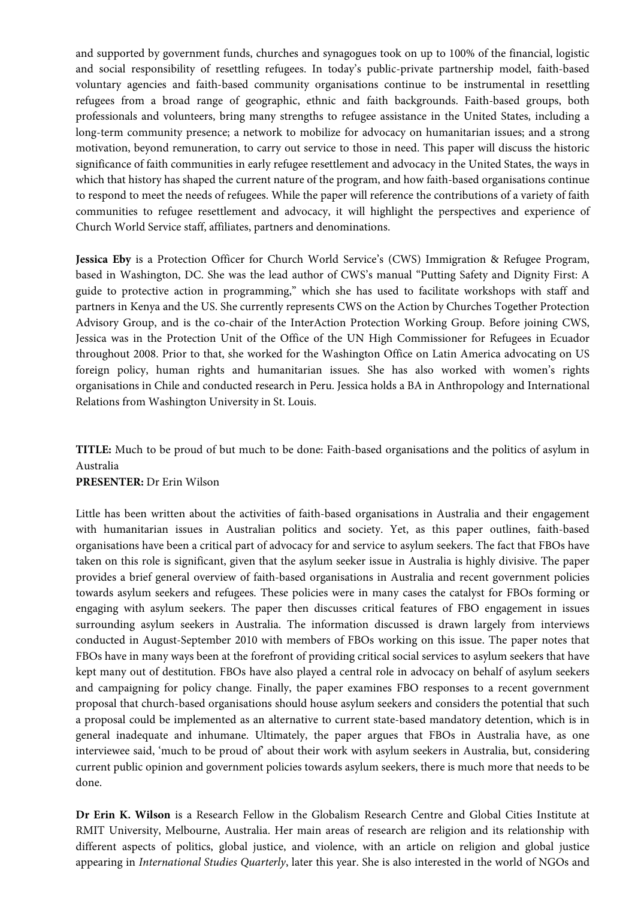and supported by government funds, churches and synagogues took on up to 100% of the financial, logistic and social responsibility of resettling refugees. In today's public-private partnership model, faith-based voluntary agencies and faith-based community organisations continue to be instrumental in resettling refugees from a broad range of geographic, ethnic and faith backgrounds. Faith-based groups, both professionals and volunteers, bring many strengths to refugee assistance in the United States, including a long-term community presence; a network to mobilize for advocacy on humanitarian issues; and a strong motivation, beyond remuneration, to carry out service to those in need. This paper will discuss the historic significance of faith communities in early refugee resettlement and advocacy in the United States, the ways in which that history has shaped the current nature of the program, and how faith-based organisations continue to respond to meet the needs of refugees. While the paper will reference the contributions of a variety of faith communities to refugee resettlement and advocacy, it will highlight the perspectives and experience of Church World Service staff, affiliates, partners and denominations.

**Jessica Eby** is a Protection Officer for Church World Service's (CWS) Immigration & Refugee Program, based in Washington, DC. She was the lead author of CWS's manual "Putting Safety and Dignity First: A guide to protective action in programming," which she has used to facilitate workshops with staff and partners in Kenya and the US. She currently represents CWS on the Action by Churches Together Protection Advisory Group, and is the co-chair of the InterAction Protection Working Group. Before joining CWS, Jessica was in the Protection Unit of the Office of the UN High Commissioner for Refugees in Ecuador throughout 2008. Prior to that, she worked for the Washington Office on Latin America advocating on US foreign policy, human rights and humanitarian issues. She has also worked with women's rights organisations in Chile and conducted research in Peru. Jessica holds a BA in Anthropology and International Relations from Washington University in St. Louis.

**TITLE:** Much to be proud of but much to be done: Faith-based organisations and the politics of asylum in Australia
**PRESENTER:** Dr Erin Wilson

Little has been written about the activities of faith-based organisations in Australia and their engagement with humanitarian issues in Australian politics and society. Yet, as this paper outlines, faith-based organisations have been a critical part of advocacy for and service to asylum seekers. The fact that FBOs have taken on this role is significant, given that the asylum seeker issue in Australia is highly divisive. The paper provides a brief general overview of faith-based organisations in Australia and recent government policies towards asylum seekers and refugees. These policies were in many cases the catalyst for FBOs forming or engaging with asylum seekers. The paper then discusses critical features of FBO engagement in issues surrounding asylum seekers in Australia. The information discussed is drawn largely from interviews conducted in August-September 2010 with members of FBOs working on this issue. The paper notes that FBOs have in many ways been at the forefront of providing critical social services to asylum seekers that have kept many out of destitution. FBOs have also played a central role in advocacy on behalf of asylum seekers and campaigning for policy change. Finally, the paper examines FBO responses to a recent government proposal that church-based organisations should house asylum seekers and considers the potential that such a proposal could be implemented as an alternative to current state-based mandatory detention, which is in general inadequate and inhumane. Ultimately, the paper argues that FBOs in Australia have, as one interviewee said, 'much to be proud of' about their work with asylum seekers in Australia, but, considering current public opinion and government policies towards asylum seekers, there is much more that needs to be done.

**Dr Erin K. Wilson** is a Research Fellow in the Globalism Research Centre and Global Cities Institute at RMIT University, Melbourne, Australia. Her main areas of research are religion and its relationship with different aspects of politics, global justice, and violence, with an article on religion and global justice appearing in *International Studies Quarterly*, later this year. She is also interested in the world of NGOs and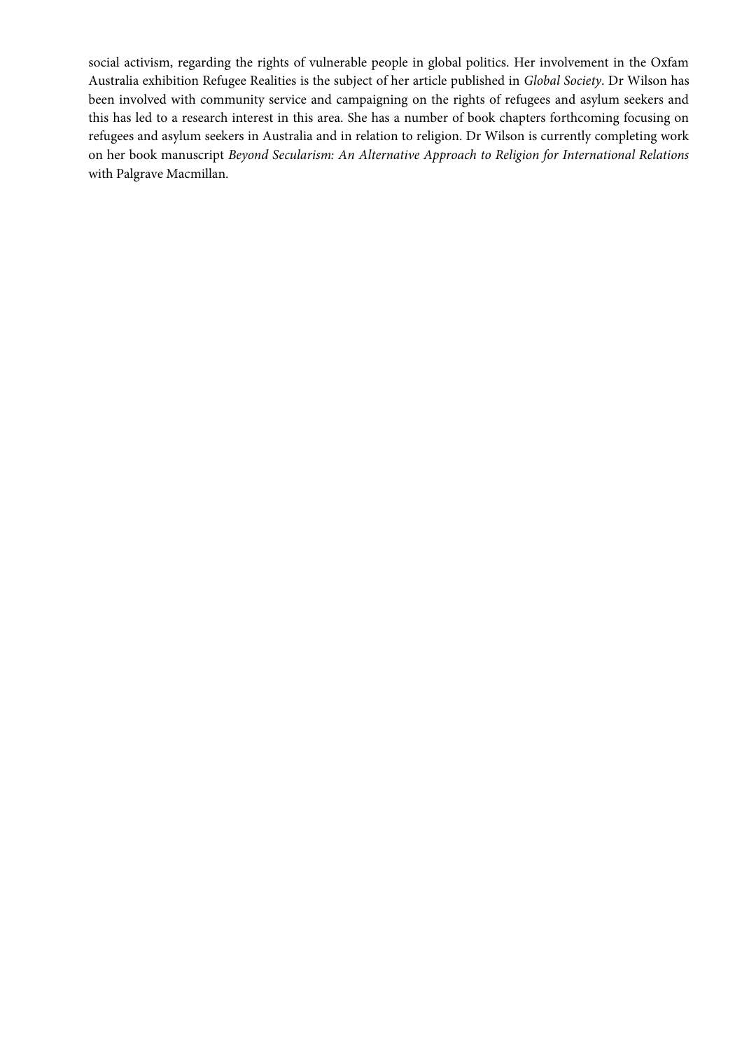social activism, regarding the rights of vulnerable people in global politics. Her involvement in the Oxfam Australia exhibition Refugee Realities is the subject of her article published in *Global Society*. Dr Wilson has been involved with community service and campaigning on the rights of refugees and asylum seekers and this has led to a research interest in this area. She has a number of book chapters forthcoming focusing on refugees and asylum seekers in Australia and in relation to religion. Dr Wilson is currently completing work on her book manuscript *Beyond Secularism: An Alternative Approach to Religion for International Relations* with Palgrave Macmillan.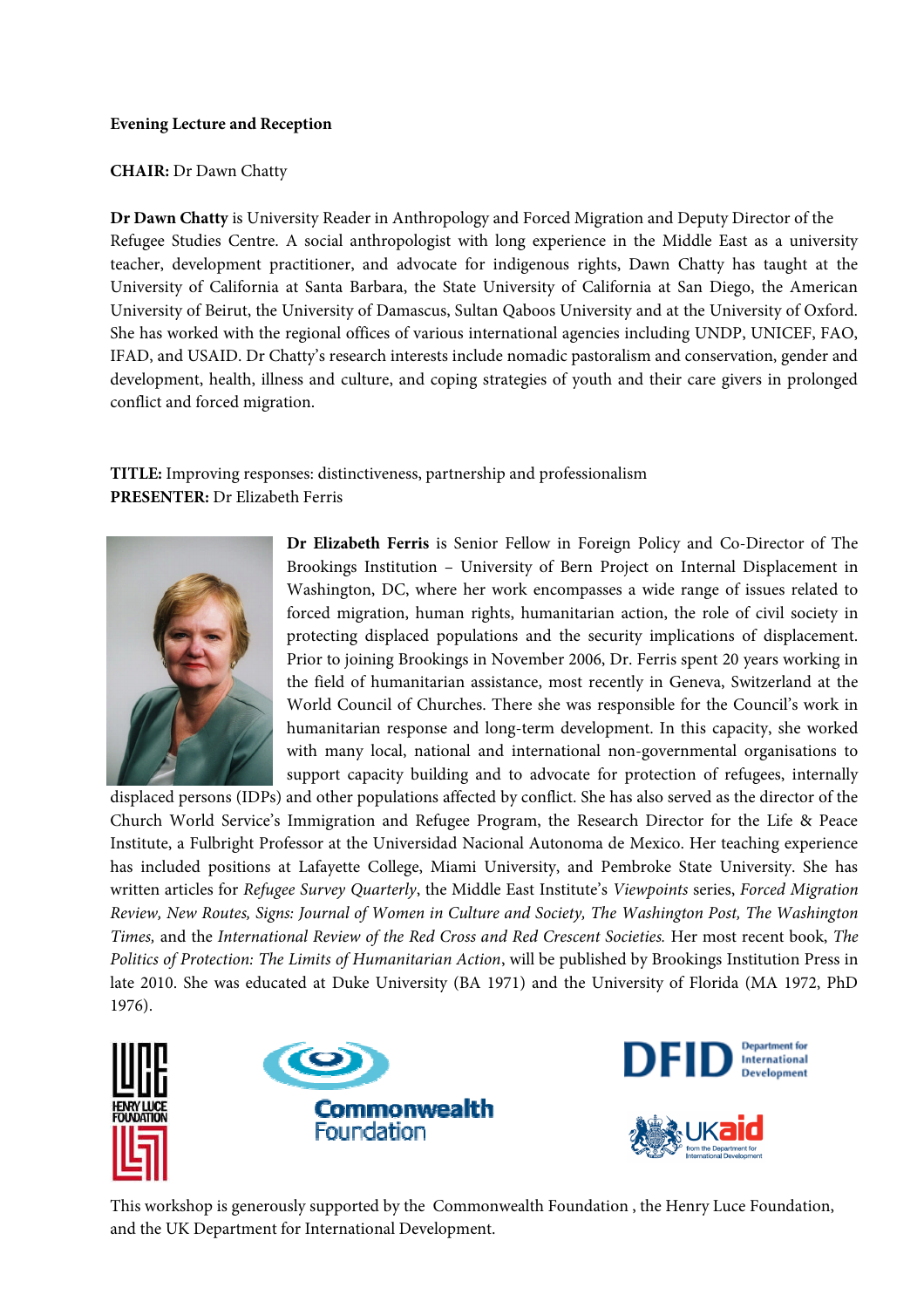**Evening Lecture and Reception**

**CHAIR:** Dr Dawn Chatty

**Dr Dawn Chatty** is University Reader in Anthropology and Forced Migration and Deputy Director of the Refugee Studies Centre. A social anthropologist with long experience in the Middle East as a university teacher, development practitioner, and advocate for indigenous rights, Dawn Chatty has taught at the University of California at Santa Barbara, the State University of California at San Diego, the American University of Beirut, the University of Damascus, Sultan Qaboos University and at the University of Oxford. She has worked with the regional offices of various international agencies including UNDP, UNICEF, FAO, IFAD, and USAID. Dr Chatty's research interests include nomadic pastoralism and conservation, gender and development, health, illness and culture, and coping strategies of youth and their care givers in prolonged conflict and forced migration.

**TITLE:** Improving responses: distinctiveness, partnership and professionalism
**PRESENTER:** Dr Elizabeth Ferris

**Dr Elizabeth Ferris** is Senior Fellow in Foreign Policy and Co-Director of The Brookings Institution – University of Bern Project on Internal Displacement in Washington, DC, where her work encompasses a wide range of issues related to forced migration, human rights, humanitarian action, the role of civil society in protecting displaced populations and the security implications of displacement. Prior to joining Brookings in November 2006, Dr. Ferris spent 20 years working in the field of humanitarian assistance, most recently in Geneva, Switzerland at the World Council of Churches. There she was responsible for the Council's work in humanitarian response and long-term development. In this capacity, she worked with many local, national and international non-governmental organisations to support capacity building and to advocate for protection of refugees, internally displaced persons (IDPs) and other populations affected by conflict. She has also served as the director of the Church World Service's Immigration and Refugee Program, the Research Director for the Life & Peace Institute, a Fulbright Professor at the Universidad Nacional Autonoma de Mexico. Her teaching experience has included positions at Lafayette College, Miami University, and Pembroke State University. She has written articles for *Refugee Survey Quarterly*, the Middle East Institute's *Viewpoints* series, *Forced Migration Review, New Routes, Signs: Journal of Women in Culture and Society, The Washington Post, The Washington Times,* and the *International Review of the Red Cross and Red Crescent Societies.* Her most recent book, *The Politics of Protection: The Limits of Humanitarian Action*, will be published by Brookings Institution Press in late 2010. She was educated at Duke University (BA 1971) and the University of Florida (MA 1972, PhD 1976).

This workshop is generously supported by the Commonwealth Foundation , the Henry Luce Foundation, and the UK Department for International Development.